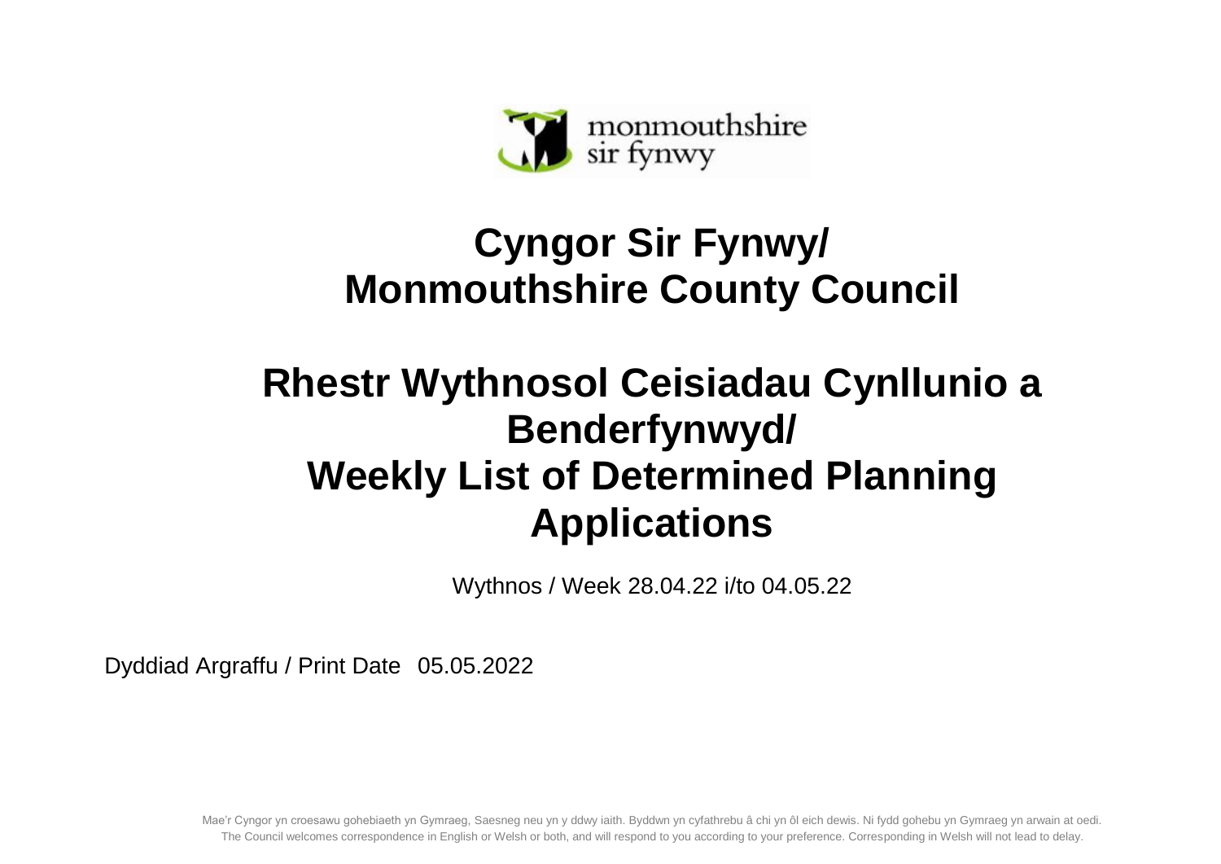monmouthshire
sir fynwy

# Cyngor Sir Fynwy/ Monmouthshire County Council

# Rhestr Wythnosol Ceisiadau Cynllunio a Benderfynwyd/ Weekly List of Determined Planning Applications

Wythnos / Week 28.04.22 i/to 04.05.22

Dyddiad Argraffu / Print Date 05.05.2022

Mae'r Cyngor yn croesawu gohebiaeth yn Gymraeg, Saesneg neu yn y ddwy iaith. Byddwn yn cyfathrebu â chi yn ôl eich dewis. Ni fydd gohebu yn Gymraeg yn arwain at oedi.
The Council welcomes correspondence in English or Welsh or both, and will respond to you according to your preference. Corresponding in Welsh will not lead to delay.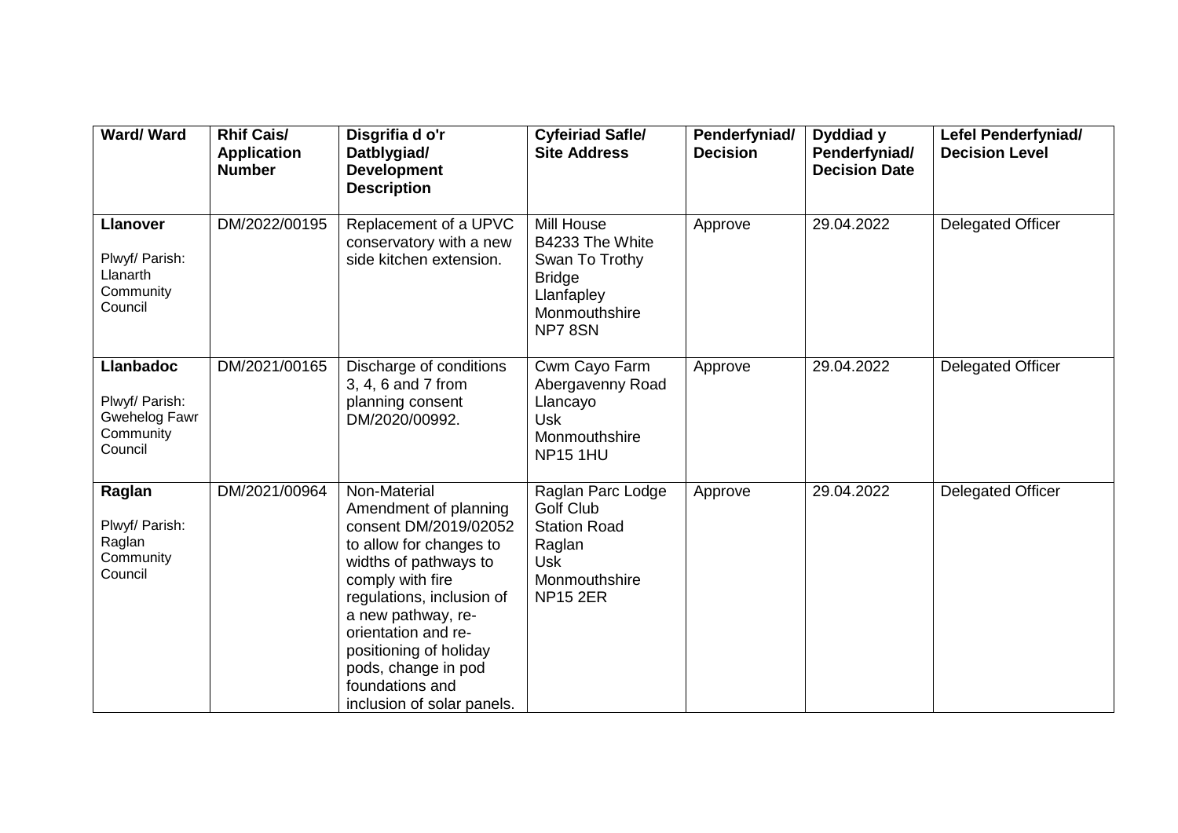| Ward/ Ward | Rhif Cais/ Application Number | Disgrifia d o'r Datblygiad/ Development Description | Cyfeiriad Safle/ Site Address | Penderfyniad/ Decision | Dyddiad y Penderfyniad/ Decision Date | Lefel Penderfyniad/ Decision Level |
|---|---|---|---|---|---|---|
| **Llanover**<br><br>Plwyf/ Parish: Llanarth Community Council | DM/2022/00195 | Replacement of a UPVC conservatory with a new side kitchen extension. | Mill House<br>B4233 The White Swan To Trothy Bridge<br>Llanfapley<br>Monmouthshire<br>NP7 8SN | Approve | 29.04.2022 | Delegated Officer |
| **Llanbadoc**<br><br>Plwyf/ Parish: Gwehelog Fawr Community Council | DM/2021/00165 | Discharge of conditions 3, 4, 6 and 7 from planning consent DM/2020/00992. | Cwm Cayo Farm<br>Abergavenny Road<br>Llancayo<br>Usk<br>Monmouthshire<br>NP15 1HU | Approve | 29.04.2022 | Delegated Officer |
| **Raglan**<br><br>Plwyf/ Parish: Raglan Community Council | DM/2021/00964 | Non-Material Amendment of planning consent DM/2019/02052 to allow for changes to widths of pathways to comply with fire regulations, inclusion of a new pathway, re-orientation and re-positioning of holiday pods, change in pod foundations and inclusion of solar panels. | Raglan Parc Lodge Golf Club<br>Station Road<br>Raglan<br>Usk<br>Monmouthshire<br>NP15 2ER | Approve | 29.04.2022 | Delegated Officer |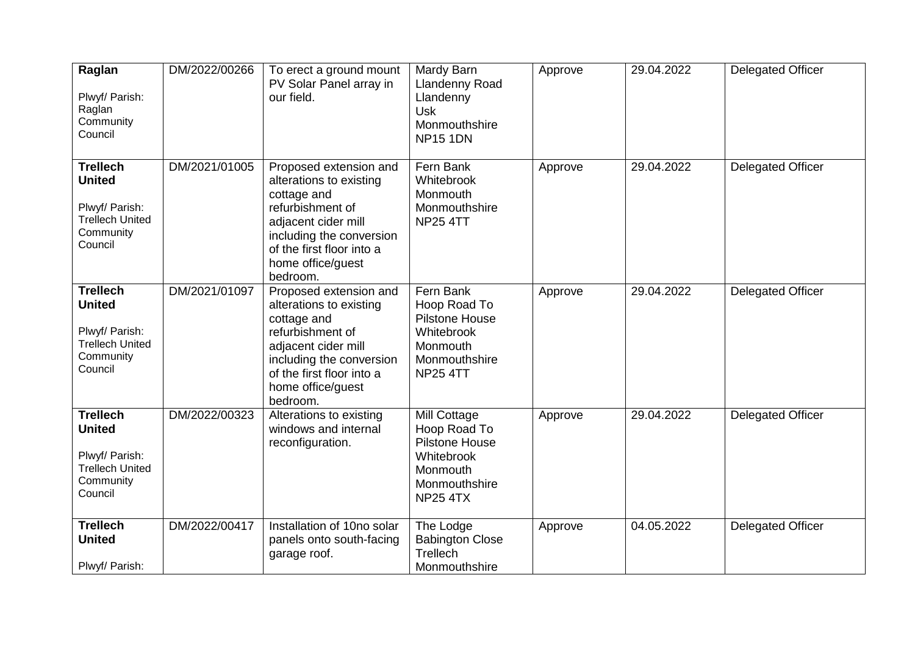| **Raglan**<br><br>Plwyf/ Parish: Raglan Community Council | DM/2022/00266 | To erect a ground mount PV Solar Panel array in our field. | Mardy Barn Llandenny Road Llandenny Usk Monmouthshire NP15 1DN | Approve | 29.04.2022 | Delegated Officer |
|---|---|---|---|---|---|---|
| **Trellech United**<br><br>Plwyf/ Parish: Trellech United Community Council | DM/2021/01005 | Proposed extension and alterations to existing cottage and refurbishment of adjacent cider mill including the conversion of the first floor into a home office/guest bedroom. | Fern Bank Whitebrook Monmouth Monmouthshire NP25 4TT | Approve | 29.04.2022 | Delegated Officer |
| **Trellech United**<br><br>Plwyf/ Parish: Trellech United Community Council | DM/2021/01097 | Proposed extension and alterations to existing cottage and refurbishment of adjacent cider mill including the conversion of the first floor into a home office/guest bedroom. | Fern Bank Hoop Road To Pilstone House Whitebrook Monmouth Monmouthshire NP25 4TT | Approve | 29.04.2022 | Delegated Officer |
| **Trellech United**<br><br>Plwyf/ Parish: Trellech United Community Council | DM/2022/00323 | Alterations to existing windows and internal reconfiguration. | Mill Cottage Hoop Road To Pilstone House Whitebrook Monmouth Monmouthshire NP25 4TX | Approve | 29.04.2022 | Delegated Officer |
| **Trellech United**<br><br>Plwyf/ Parish: | DM/2022/00417 | Installation of 10no solar panels onto south-facing garage roof. | The Lodge Babington Close Trellech Monmouthshire | Approve | 04.05.2022 | Delegated Officer |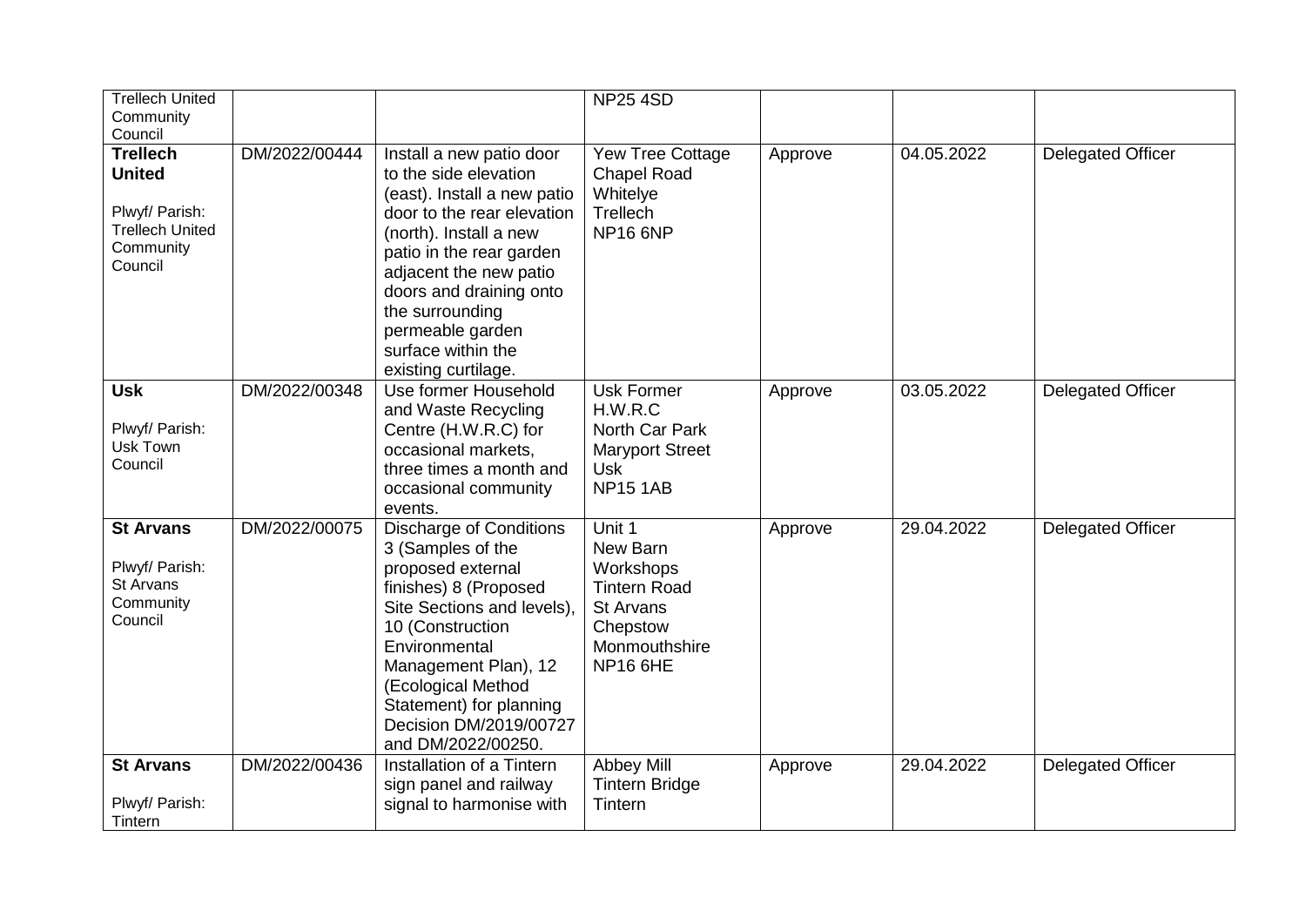| | | | | | | |
|---|---|---|---|---|---|---|
| Trellech United Community Council | | | NP25 4SD | | | |
| **Trellech United** Plwyf/ Parish: Trellech United Community Council | DM/2022/00444 | Install a new patio door to the side elevation (east). Install a new patio door to the rear elevation (north). Install a new patio in the rear garden adjacent the new patio doors and draining onto the surrounding permeable garden surface within the existing curtilage. | Yew Tree Cottage Chapel Road Whitelye Trellech NP16 6NP | Approve | 04.05.2022 | Delegated Officer |
| **Usk** Plwyf/ Parish: Usk Town Council | DM/2022/00348 | Use former Household and Waste Recycling Centre (H.W.R.C) for occasional markets, three times a month and occasional community events. | Usk Former H.W.R.C North Car Park Maryport Street Usk NP15 1AB | Approve | 03.05.2022 | Delegated Officer |
| **St Arvans** Plwyf/ Parish: St Arvans Community Council | DM/2022/00075 | Discharge of Conditions 3 (Samples of the proposed external finishes) 8 (Proposed Site Sections and levels), 10 (Construction Environmental Management Plan), 12 (Ecological Method Statement) for planning Decision DM/2019/00727 and DM/2022/00250. | Unit 1 New Barn Workshops Tintern Road St Arvans Chepstow Monmouthshire NP16 6HE | Approve | 29.04.2022 | Delegated Officer |
| **St Arvans** Plwyf/ Parish: Tintern | DM/2022/00436 | Installation of a Tintern sign panel and railway signal to harmonise with | Abbey Mill Tintern Bridge Tintern | Approve | 29.04.2022 | Delegated Officer |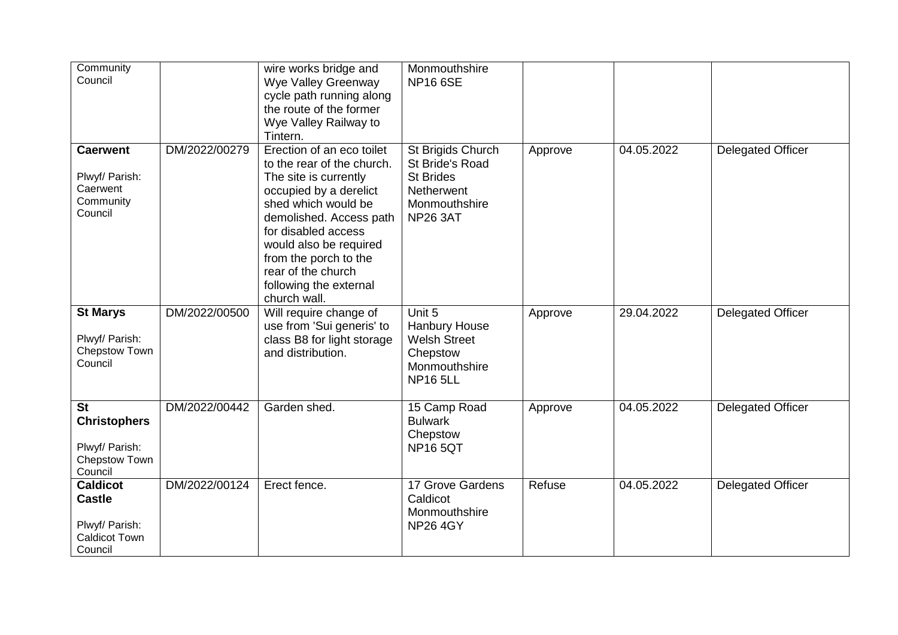| | | | | | | |
|---|---|---|---|---|---|---|
| Community Council | | wire works bridge and Wye Valley Greenway cycle path running along the route of the former Wye Valley Railway to Tintern. | Monmouthshire NP16 6SE | | | |
| **Caerwent** Plwyf/ Parish: Caerwent Community Council | DM/2022/00279 | Erection of an eco toilet to the rear of the church. The site is currently occupied by a derelict shed which would be demolished. Access path for disabled access would also be required from the porch to the rear of the church following the external church wall. | St Brigids Church St Bride's Road St Brides Netherwent Monmouthshire NP26 3AT | Approve | 04.05.2022 | Delegated Officer |
| **St Marys** Plwyf/ Parish: Chepstow Town Council | DM/2022/00500 | Will require change of use from 'Sui generis' to class B8 for light storage and distribution. | Unit 5 Hanbury House Welsh Street Chepstow Monmouthshire NP16 5LL | Approve | 29.04.2022 | Delegated Officer |
| **St Christophers** Plwyf/ Parish: Chepstow Town Council | DM/2022/00442 | Garden shed. | 15 Camp Road Bulwark Chepstow NP16 5QT | Approve | 04.05.2022 | Delegated Officer |
| **Caldicot Castle** Plwyf/ Parish: Caldicot Town Council | DM/2022/00124 | Erect fence. | 17 Grove Gardens Caldicot Monmouthshire NP26 4GY | Refuse | 04.05.2022 | Delegated Officer |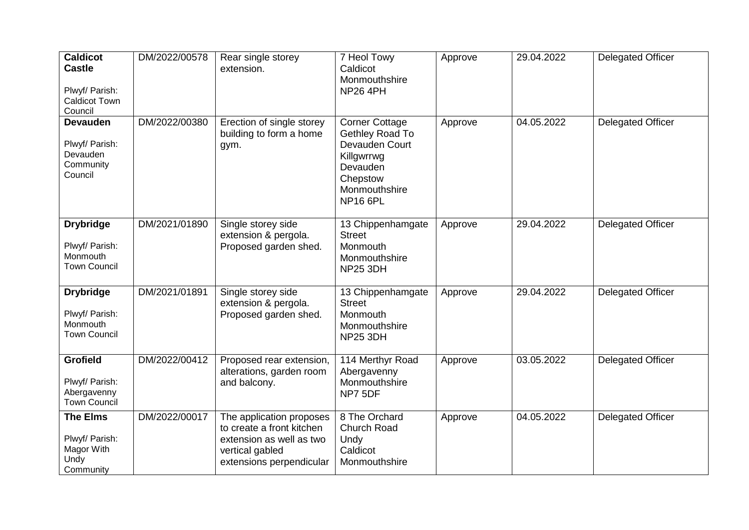| **Caldicot Castle**<br><br>Plwyf/ Parish: Caldicot Town Council | DM/2022/00578 | Rear single storey extension. | 7 Heol Towy<br>Caldicot<br>Monmouthshire<br>NP26 4PH | Approve | 29.04.2022 | Delegated Officer |
|---|---|---|---|---|---|---|
| **Devauden**<br><br>Plwyf/ Parish: Devauden Community Council | DM/2022/00380 | Erection of single storey building to form a home gym. | Corner Cottage<br>Gethley Road To Devauden Court<br>Killgwrrwg<br>Devauden<br>Chepstow<br>Monmouthshire<br>NP16 6PL | Approve | 04.05.2022 | Delegated Officer |
| **Drybridge**<br><br>Plwyf/ Parish: Monmouth Town Council | DM/2021/01890 | Single storey side extension & pergola. Proposed garden shed. | 13 Chippenhamgate Street<br>Monmouth<br>Monmouthshire<br>NP25 3DH | Approve | 29.04.2022 | Delegated Officer |
| **Drybridge**<br><br>Plwyf/ Parish: Monmouth Town Council | DM/2021/01891 | Single storey side extension & pergola. Proposed garden shed. | 13 Chippenhamgate Street<br>Monmouth<br>Monmouthshire<br>NP25 3DH | Approve | 29.04.2022 | Delegated Officer |
| **Grofield**<br><br>Plwyf/ Parish: Abergavenny Town Council | DM/2022/00412 | Proposed rear extension, alterations, garden room and balcony. | 114 Merthyr Road<br>Abergavenny<br>Monmouthshire<br>NP7 5DF | Approve | 03.05.2022 | Delegated Officer |
| **The Elms**<br><br>Plwyf/ Parish: Magor With Undy Community | DM/2022/00017 | The application proposes to create a front kitchen extension as well as two vertical gabled extensions perpendicular | 8 The Orchard<br>Church Road<br>Undy<br>Caldicot<br>Monmouthshire | Approve | 04.05.2022 | Delegated Officer |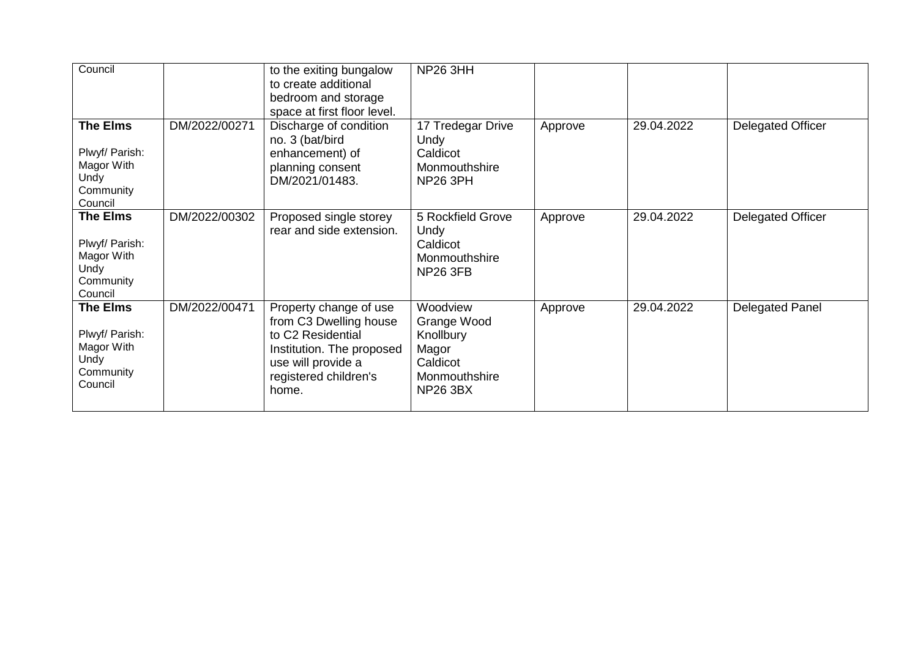| | | | | | | |
|---|---|---|---|---|---|---|
| Council | | to the exiting bungalow to create additional bedroom and storage space at first floor level. | NP26 3HH | | | |
| **The Elms**<br><br>Plwyf/ Parish: Magor With Undy Community Council | DM/2022/00271 | Discharge of condition no. 3 (bat/bird enhancement) of planning consent DM/2021/01483. | 17 Tredegar Drive<br>Undy<br>Caldicot<br>Monmouthshire<br>NP26 3PH | Approve | 29.04.2022 | Delegated Officer |
| **The Elms**<br><br>Plwyf/ Parish: Magor With Undy Community Council | DM/2022/00302 | Proposed single storey rear and side extension. | 5 Rockfield Grove<br>Undy<br>Caldicot<br>Monmouthshire<br>NP26 3FB | Approve | 29.04.2022 | Delegated Officer |
| **The Elms**<br><br>Plwyf/ Parish: Magor With Undy Community Council | DM/2022/00471 | Property change of use from C3 Dwelling house to C2 Residential Institution. The proposed use will provide a registered children's home. | Woodview<br>Grange Wood<br>Knollbury<br>Magor<br>Caldicot<br>Monmouthshire<br>NP26 3BX | Approve | 29.04.2022 | Delegated Panel |